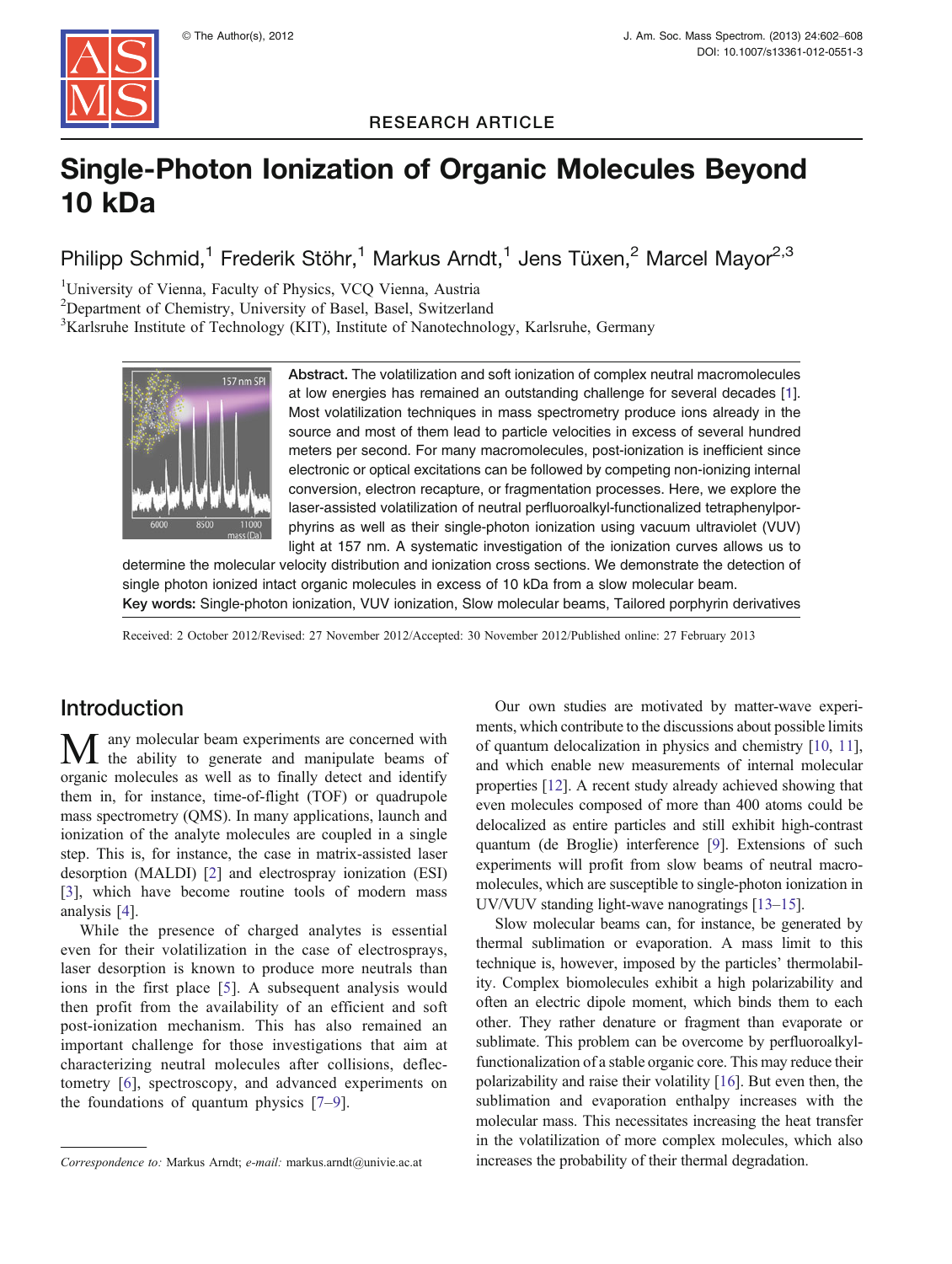RESEARCH ARTICLE

# Single-Photon Ionization of Organic Molecules Beyond 10 kDa

Philipp Schmid,[1] Frederik Stöhr,[1] Markus Arndt,[1] Jens Tüxen,[2] Marcel Mayor[2,3]

[1]University of Vienna, Faculty of Physics, VCQ Vienna, Austria
[2]Department of Chemistry, University of Basel, Basel, Switzerland
[3]Karlsruhe Institute of Technology (KIT), Institute of Nanotechnology, Karlsruhe, Germany

**Abstract.** The volatilization and soft ionization of complex neutral macromolecules at low energies has remained an outstanding challenge for several decades [1]. Most volatilization techniques in mass spectrometry produce ions already in the source and most of them lead to particle velocities in excess of several hundred meters per second. For many macromolecules, post-ionization is inefficient since electronic or optical excitations can be followed by competing non-ionizing internal conversion, electron recapture, or fragmentation processes. Here, we explore the laser-assisted volatilization of neutral perfluoroalkyl-functionalized tetraphenylporphyrins as well as their single-photon ionization using vacuum ultraviolet (VUV) light at 157 nm. A systematic investigation of the ionization curves allows us to determine the molecular velocity distribution and ionization cross sections. We demonstrate the detection of single photon ionized intact organic molecules in excess of 10 kDa from a slow molecular beam.

**Key words:** Single-photon ionization, VUV ionization, Slow molecular beams, Tailored porphyrin derivatives

Received: 2 October 2012/Revised: 27 November 2012/Accepted: 30 November 2012/Published online: 27 February 2013

## Introduction

Many molecular beam experiments are concerned with the ability to generate and manipulate beams of organic molecules as well as to finally detect and identify them in, for instance, time-of-flight (TOF) or quadrupole mass spectrometry (QMS). In many applications, launch and ionization of the analyte molecules are coupled in a single step. This is, for instance, the case in matrix-assisted laser desorption (MALDI) [2] and electrospray ionization (ESI) [3], which have become routine tools of modern mass analysis [4].

While the presence of charged analytes is essential even for their volatilization in the case of electrosprays, laser desorption is known to produce more neutrals than ions in the first place [5]. A subsequent analysis would then profit from the availability of an efficient and soft post-ionization mechanism. This has also remained an important challenge for those investigations that aim at characterizing neutral molecules after collisions, deflectometry [6], spectroscopy, and advanced experiments on the foundations of quantum physics [7–9].

Our own studies are motivated by matter-wave experiments, which contribute to the discussions about possible limits of quantum delocalization in physics and chemistry [10, 11], and which enable new measurements of internal molecular properties [12]. A recent study already achieved showing that even molecules composed of more than 400 atoms could be delocalized as entire particles and still exhibit high-contrast quantum (de Broglie) interference [9]. Extensions of such experiments will profit from slow beams of neutral macromolecules, which are susceptible to single-photon ionization in UV/VUV standing light-wave nanogratings [13–15].

Slow molecular beams can, for instance, be generated by thermal sublimation or evaporation. A mass limit to this technique is, however, imposed by the particles' thermolability. Complex biomolecules exhibit a high polarizability and often an electric dipole moment, which binds them to each other. They rather denature or fragment than evaporate or sublimate. This problem can be overcome by perfluoroalkyl-functionalization of a stable organic core. This may reduce their polarizability and raise their volatility [16]. But even then, the sublimation and evaporation enthalpy increases with the molecular mass. This necessitates increasing the heat transfer in the volatilization of more complex molecules, which also increases the probability of their thermal degradation.

*Correspondence to:* Markus Arndt; *e-mail:* markus.arndt@univie.ac.at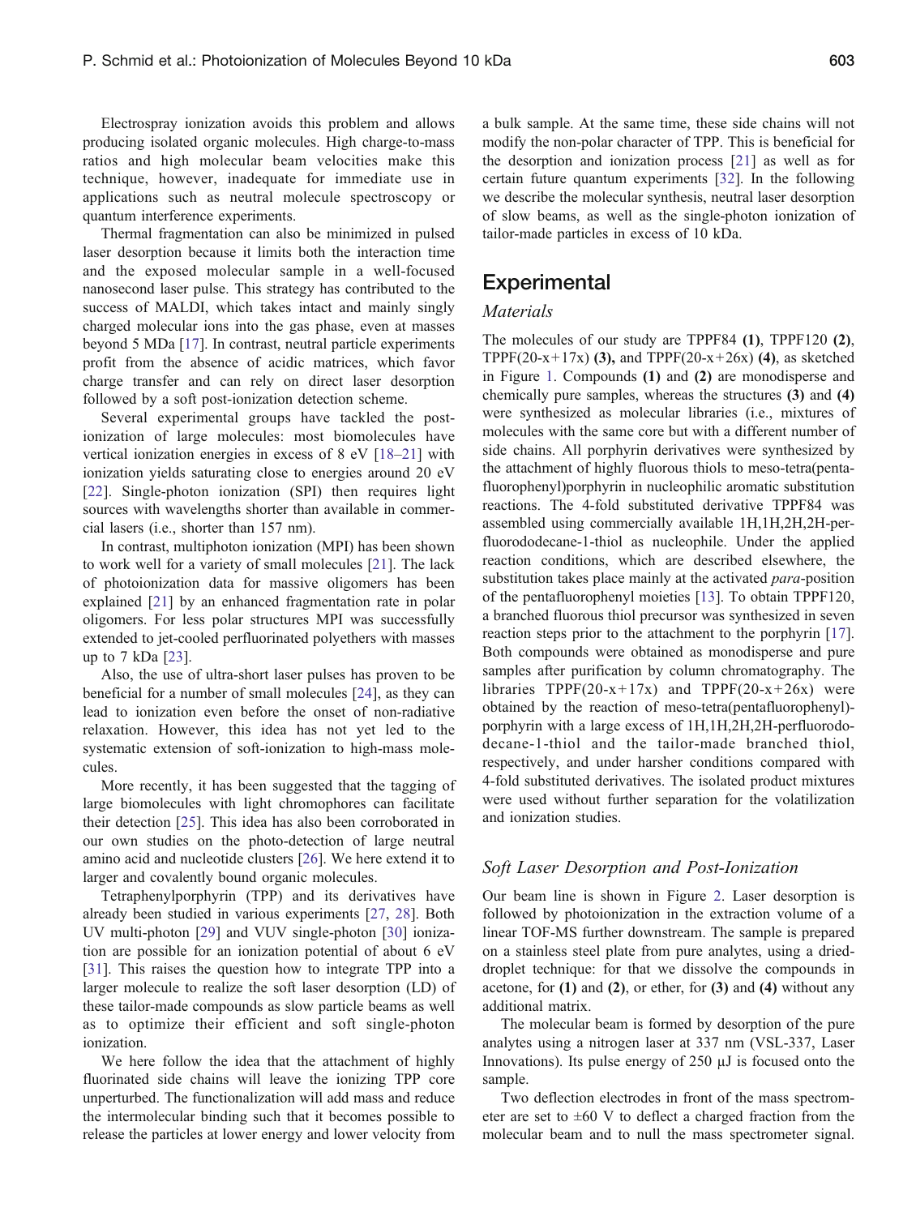Electrospray ionization avoids this problem and allows producing isolated organic molecules. High charge-to-mass ratios and high molecular beam velocities make this technique, however, inadequate for immediate use in applications such as neutral molecule spectroscopy or quantum interference experiments.

Thermal fragmentation can also be minimized in pulsed laser desorption because it limits both the interaction time and the exposed molecular sample in a well-focused nanosecond laser pulse. This strategy has contributed to the success of MALDI, which takes intact and mainly singly charged molecular ions into the gas phase, even at masses beyond 5 MDa [17]. In contrast, neutral particle experiments profit from the absence of acidic matrices, which favor charge transfer and can rely on direct laser desorption followed by a soft post-ionization detection scheme.

Several experimental groups have tackled the post-ionization of large molecules: most biomolecules have vertical ionization energies in excess of 8 eV [18–21] with ionization yields saturating close to energies around 20 eV [22]. Single-photon ionization (SPI) then requires light sources with wavelengths shorter than available in commercial lasers (i.e., shorter than 157 nm).

In contrast, multiphoton ionization (MPI) has been shown to work well for a variety of small molecules [21]. The lack of photoionization data for massive oligomers has been explained [21] by an enhanced fragmentation rate in polar oligomers. For less polar structures MPI was successfully extended to jet-cooled perfluorinated polyethers with masses up to 7 kDa [23].

Also, the use of ultra-short laser pulses has proven to be beneficial for a number of small molecules [24], as they can lead to ionization even before the onset of non-radiative relaxation. However, this idea has not yet led to the systematic extension of soft-ionization to high-mass molecules.

More recently, it has been suggested that the tagging of large biomolecules with light chromophores can facilitate their detection [25]. This idea has also been corroborated in our own studies on the photo-detection of large neutral amino acid and nucleotide clusters [26]. We here extend it to larger and covalently bound organic molecules.

Tetraphenylporphyrin (TPP) and its derivatives have already been studied in various experiments [27, 28]. Both UV multi-photon [29] and VUV single-photon [30] ionization are possible for an ionization potential of about 6 eV [31]. This raises the question how to integrate TPP into a larger molecule to realize the soft laser desorption (LD) of these tailor-made compounds as slow particle beams as well as to optimize their efficient and soft single-photon ionization.

We here follow the idea that the attachment of highly fluorinated side chains will leave the ionizing TPP core unperturbed. The functionalization will add mass and reduce the intermolecular binding such that it becomes possible to release the particles at lower energy and lower velocity from a bulk sample. At the same time, these side chains will not modify the non-polar character of TPP. This is beneficial for the desorption and ionization process [21] as well as for certain future quantum experiments [32]. In the following we describe the molecular synthesis, neutral laser desorption of slow beams, as well as the single-photon ionization of tailor-made particles in excess of 10 kDa.

## Experimental

### *Materials*

The molecules of our study are TPPF84 **(1)**, TPPF120 **(2)**, TPPF(20-x+17x) **(3),** and TPPF(20-x+26x) **(4)**, as sketched in Figure 1. Compounds **(1)** and **(2)** are monodisperse and chemically pure samples, whereas the structures **(3)** and **(4)** were synthesized as molecular libraries (i.e., mixtures of molecules with the same core but with a different number of side chains. All porphyrin derivatives were synthesized by the attachment of highly fluorous thiols to meso-tetra(pentafluorophenyl)porphyrin in nucleophilic aromatic substitution reactions. The 4-fold substituted derivative TPPF84 was assembled using commercially available 1H,1H,2H,2H-perfluorodecane-1-thiol as nucleophile. Under the applied reaction conditions, which are described elsewhere, the substitution takes place mainly at the activated *para*-position of the pentafluorophenyl moieties [13]. To obtain TPPF120, a branched fluorous thiol precursor was synthesized in seven reaction steps prior to the attachment to the porphyrin [17]. Both compounds were obtained as monodisperse and pure samples after purification by column chromatography. The libraries TPPF(20-x+17x) and TPPF(20-x+26x) were obtained by the reaction of meso-tetra(pentafluorophenyl)-porphyrin with a large excess of 1H,1H,2H,2H-perfluorodecane-1-thiol and the tailor-made branched thiol, respectively, and under harsher conditions compared with 4-fold substituted derivatives. The isolated product mixtures were used without further separation for the volatilization and ionization studies.

### *Soft Laser Desorption and Post-Ionization*

Our beam line is shown in Figure 2. Laser desorption is followed by photoionization in the extraction volume of a linear TOF-MS further downstream. The sample is prepared on a stainless steel plate from pure analytes, using a dried-droplet technique: for that we dissolve the compounds in acetone, for **(1)** and **(2)**, or ether, for **(3)** and **(4)** without any additional matrix.

The molecular beam is formed by desorption of the pure analytes using a nitrogen laser at 337 nm (VSL-337, Laser Innovations). Its pulse energy of 250 μJ is focused onto the sample.

Two deflection electrodes in front of the mass spectrometer are set to ±60 V to deflect a charged fraction from the molecular beam and to null the mass spectrometer signal.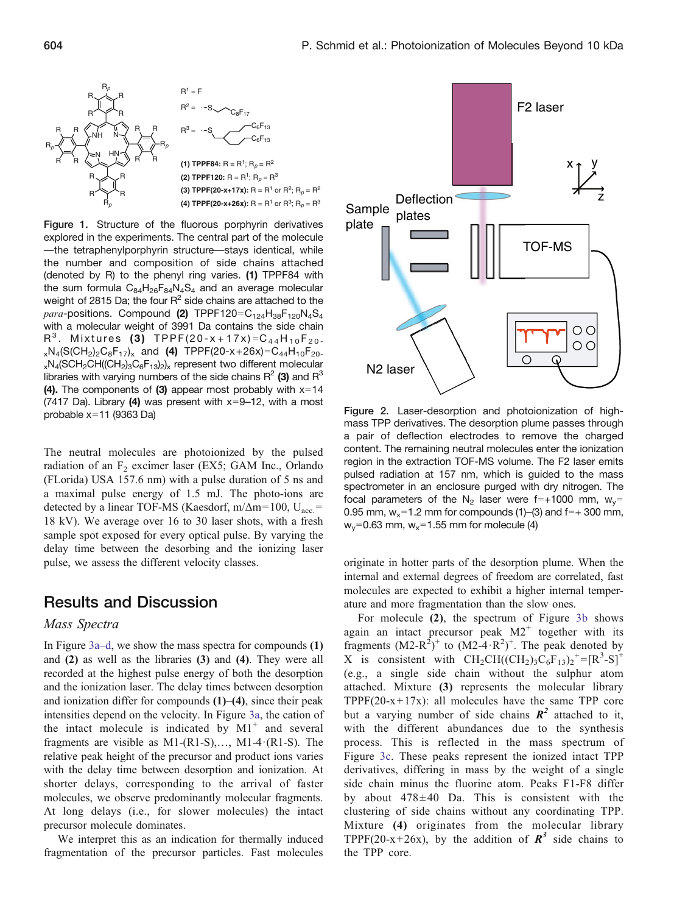Figure 1. Structure of the fluorous porphyrin derivatives explored in the experiments. The central part of the molecule —the tetraphenylporphyrin structure—stays identical, while the number and composition of side chains attached (denoted by R) to the phenyl ring varies. **(1)** TPPF84 with the sum formula $C_{84}H_{26}F_{84}N_4S_4$ and an average molecular weight of 2815 Da; the four $R^2$ side chains are attached to the *para*-positions. Compound **(2)** TPPF120=$C_{124}H_{38}F_{120}N_4S_4$ with a molecular weight of 3991 Da contains the side chain $R^3$. Mixtures **(3)** TPPF(20-x+17x)=$C_{44}H_{10}F_{20-x}N_4(S(CH_2)_2C_8F_{17})_x$ and **(4)** TPPF(20-x+26x)=$C_{44}H_{10}F_{20-x}N_4(SCH_2CH((CH_2)_3C_6F_{13})_2)_x$ represent two different molecular libraries with varying numbers of the side chains $R^2$ **(3)** and $R^3$ **(4)**. The components of **(3)** appear most probably with x=14 (7417 Da). Library **(4)** was present with x=9–12, with a most probable x=11 (9363 Da)

The neutral molecules are photoionized by the pulsed radiation of an $F_2$ excimer laser (EX5; GAM Inc., Orlando (FLorida) USA 157.6 nm) with a pulse duration of 5 ns and a maximal pulse energy of 1.5 mJ. The photo-ions are detected by a linear TOF-MS (Kaesdorf, m/Δm=100, $U_{acc.}$= 18 kV). We average over 16 to 30 laser shots, with a fresh sample spot exposed for every optical pulse. By varying the delay time between the desorbing and the ionizing laser pulse, we assess the different velocity classes.

## Results and Discussion

### *Mass Spectra*

In Figure 3a–d, we show the mass spectra for compounds **(1)** and **(2)** as well as the libraries **(3)** and **(4)**. They were all recorded at the highest pulse energy of both the desorption and the ionization laser. The delay times between desorption and ionization differ for compounds **(1)**–**(4)**, since their peak intensities depend on the velocity. In Figure 3a, the cation of the intact molecule is indicated by $M1^+$ and several fragments are visible as M1-(R1-S),…, M1-4·(R1-S). The relative peak height of the precursor and product ions varies with the delay time between desorption and ionization. At shorter delays, corresponding to the arrival of faster molecules, we observe predominantly molecular fragments. At long delays (i.e., for slower molecules) the intact precursor molecule dominates.

We interpret this as an indication for thermally induced fragmentation of the precursor particles. Fast molecules originate in hotter parts of the desorption plume. When the internal and external degrees of freedom are correlated, fast molecules are expected to exhibit a higher internal temperature and more fragmentation than the slow ones.

For molecule **(2)**, the spectrum of Figure 3b shows again an intact precursor peak $M2^+$ together with its fragments $(M2\text{-}R^2)^+$ to $(M2\text{-}4\cdot R^2)^+$. The peak denoted by X is consistent with $CH_2CH((CH_2)_3C_6F_{13})_2^+=[R^3\text{-S}]^+$ (e.g., a single side chain without the sulphur atom attached. Mixture **(3)** represents the molecular library TPPF(20-x+17x): all molecules have the same TPP core but a varying number of side chains $\boldsymbol{R^2}$ attached to it, with the different abundances due to the synthesis process. This is reflected in the mass spectrum of Figure 3c. These peaks represent the ionized intact TPP derivatives, differing in mass by the weight of a single side chain minus the fluorine atom. Peaks F1-F8 differ by about 478±40 Da. This is consistent with the clustering of side chains without any coordinating TPP. Mixture **(4)** originates from the molecular library TPPF(20-x+26x), by the addition of $\boldsymbol{R^3}$ side chains to the TPP core.

Figure 2. Laser-desorption and photoionization of high-mass TPP derivatives. The desorption plume passes through a pair of deflection electrodes to remove the charged content. The remaining neutral molecules enter the ionization region in the extraction TOF-MS volume. The F2 laser emits pulsed radiation at 157 nm, which is guided to the mass spectrometer in an enclosure purged with dry nitrogen. The focal parameters of the $N_2$ laser were f=+1000 mm, $w_y$= 0.95 mm, $w_x$=1.2 mm for compounds (1)–(3) and f=+ 300 mm, $w_y$=0.63 mm, $w_x$=1.55 mm for molecule (4)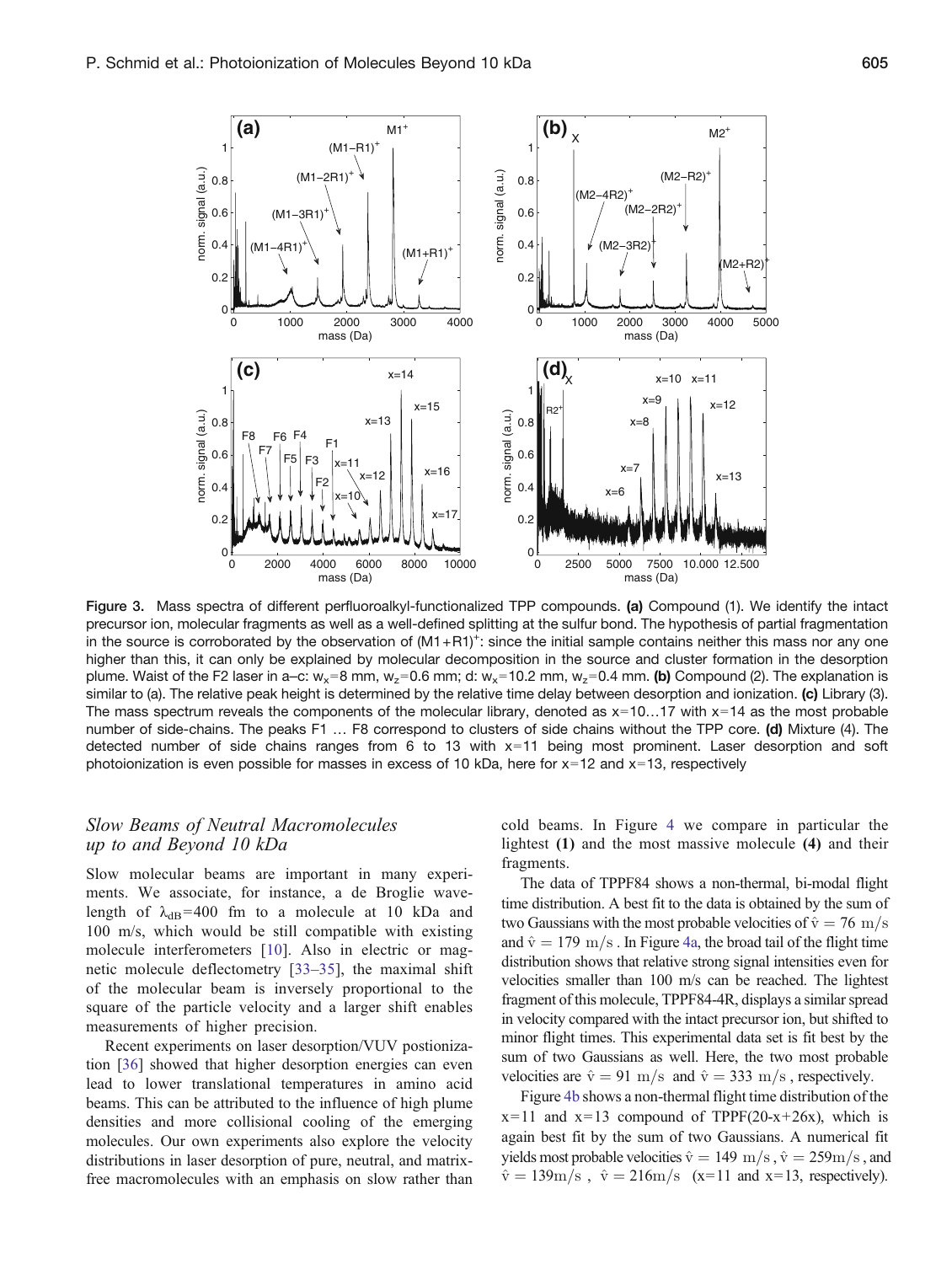**Figure 3.** Mass spectra of different perfluoroalkyl-functionalized TPP compounds. **(a)** Compound (1). We identify the intact precursor ion, molecular fragments as well as a well-defined splitting at the sulfur bond. The hypothesis of partial fragmentation in the source is corroborated by the observation of $(M1+R1)^+$: since the initial sample contains neither this mass nor any one higher than this, it can only be explained by molecular decomposition in the source and cluster formation in the desorption plume. Waist of the F2 laser in a–c: $w_x$=8 mm, $w_z$=0.6 mm; d: $w_x$=10.2 mm, $w_z$=0.4 mm. **(b)** Compound (2). The explanation is similar to (a). The relative peak height is determined by the relative time delay between desorption and ionization. **(c)** Library (3). The mass spectrum reveals the components of the molecular library, denoted as x=10…17 with x=14 as the most probable number of side-chains. The peaks F1 … F8 correspond to clusters of side chains without the TPP core. **(d)** Mixture (4). The detected number of side chains ranges from 6 to 13 with x=11 being most prominent. Laser desorption and soft photoionization is even possible for masses in excess of 10 kDa, here for x=12 and x=13, respectively

### *Slow Beams of Neutral Macromolecules up to and Beyond 10 kDa*

Slow molecular beams are important in many experiments. We associate, for instance, a de Broglie wavelength of $\lambda_{dB}$=400 fm to a molecule at 10 kDa and 100 m/s, which would be still compatible with existing molecule interferometers [10]. Also in electric or magnetic molecule deflectometry [33–35], the maximal shift of the molecular beam is inversely proportional to the square of the particle velocity and a larger shift enables measurements of higher precision.

Recent experiments on laser desorption/VUV postionization [36] showed that higher desorption energies can even lead to lower translational temperatures in amino acid beams. This can be attributed to the influence of high plume densities and more collisional cooling of the emerging molecules. Our own experiments also explore the velocity distributions in laser desorption of pure, neutral, and matrix-free macromolecules with an emphasis on slow rather than cold beams. In Figure 4 we compare in particular the lightest **(1)** and the most massive molecule **(4)** and their fragments.

The data of TPPF84 shows a non-thermal, bi-modal flight time distribution. A best fit to the data is obtained by the sum of two Gaussians with the most probable velocities of $\hat{v} = 76\ \mathrm{m/s}$ and $\hat{v} = 179\ \mathrm{m/s}$. In Figure 4a, the broad tail of the flight time distribution shows that relative strong signal intensities even for velocities smaller than 100 m/s can be reached. The lightest fragment of this molecule, TPPF84-4R, displays a similar spread in velocity compared with the intact precursor ion, but shifted to minor flight times. This experimental data set is fit best by the sum of two Gaussians as well. Here, the two most probable velocities are $\hat{v} = 91\ \mathrm{m/s}$ and $\hat{v} = 333\ \mathrm{m/s}$, respectively.

Figure 4b shows a non-thermal flight time distribution of the x=11 and x=13 compound of TPPF(20-x+26x), which is again best fit by the sum of two Gaussians. A numerical fit yields most probable velocities $\hat{v} = 149\ \mathrm{m/s}$, $\hat{v} = 259\mathrm{m/s}$, and $\hat{v} = 139\mathrm{m/s}$, $\hat{v} = 216\mathrm{m/s}$ (x=11 and x=13, respectively).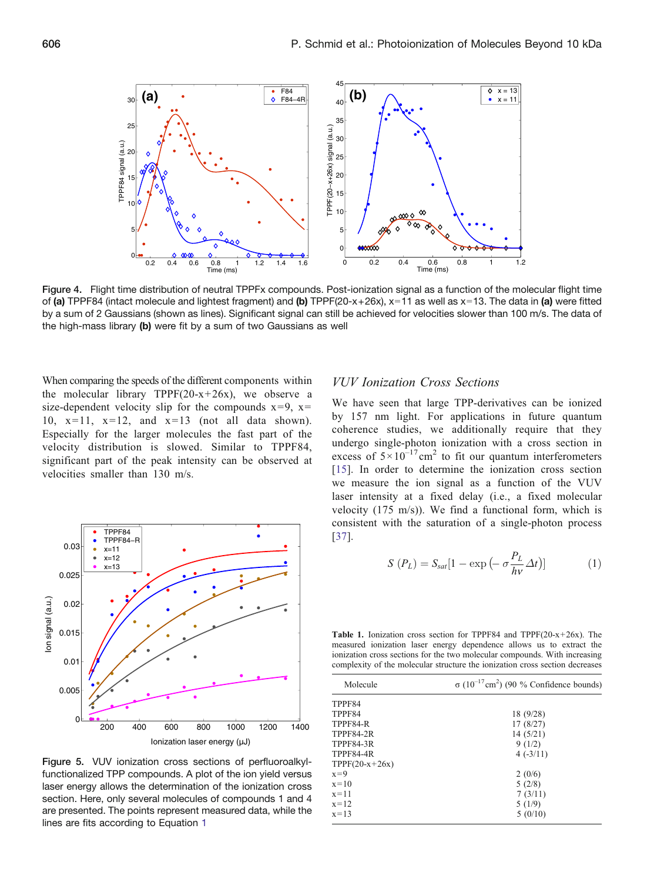Figure 4. Flight time distribution of neutral TPPFx compounds. Post-ionization signal as a function of the molecular flight time of **(a)** TPPF84 (intact molecule and lightest fragment) and **(b)** TPPF(20-x+26x), x=11 as well as x=13. The data in **(a)** were fitted by a sum of 2 Gaussians (shown as lines). Significant signal can still be achieved for velocities slower than 100 m/s. The data of the high-mass library **(b)** were fit by a sum of two Gaussians as well

When comparing the speeds of the different components within the molecular library TPPF(20-x+26x), we observe a size-dependent velocity slip for the compounds x=9, x=10, x=11, x=12, and x=13 (not all data shown). Especially for the larger molecules the fast part of the velocity distribution is slowed. Similar to TPPF84, significant part of the peak intensity can be observed at velocities smaller than 130 m/s.

Figure 5. VUV ionization cross sections of perfluoroalkyl-functionalized TPP compounds. A plot of the ion yield versus laser energy allows the determination of the ionization cross section. Here, only several molecules of compounds 1 and 4 are presented. The points represent measured data, while the lines are fits according to Equation 1

## *VUV Ionization Cross Sections*

We have seen that large TPP-derivatives can be ionized by 157 nm light. For applications in future quantum coherence studies, we additionally require that they undergo single-photon ionization with a cross section in excess of $5\times10^{-17}\,\mathrm{cm}^2$ to fit our quantum interferometers [15]. In order to determine the ionization cross section we measure the ion signal as a function of the VUV laser intensity at a fixed delay (i.e., a fixed molecular velocity (175 m/s)). We find a functional form, which is consistent with the saturation of a single-photon process [37].

$$S\,(P_L) = S_{sat}\left[1 - \exp\left(-\,\sigma\frac{P_L}{h\nu}\Delta t\right)\right] \qquad (1)$$

**Table 1.** Ionization cross section for TPPF84 and TPPF(20-x+26x). The measured ionization laser energy dependence allows us to extract the ionization cross sections for the two molecular compounds. With increasing complexity of the molecular structure the ionization cross section decreases

| Molecule | $\sigma$ ($10^{-17}\mathrm{cm}^2$) (90 % Confidence bounds) |
|---|---|
| TPPF84 | |
| TPPF84 | 18 (9/28) |
| TPPF84-R | 17 (8/27) |
| TPPF84-2R | 14 (5/21) |
| TPPF84-3R | 9 (1/2) |
| TPPF84-4R | 4 (-3/11) |
| TPPF(20-x+26x) | |
| x=9 | 2 (0/6) |
| x=10 | 5 (2/8) |
| x=11 | 7 (3/11) |
| x=12 | 5 (1/9) |
| x=13 | 5 (0/10) |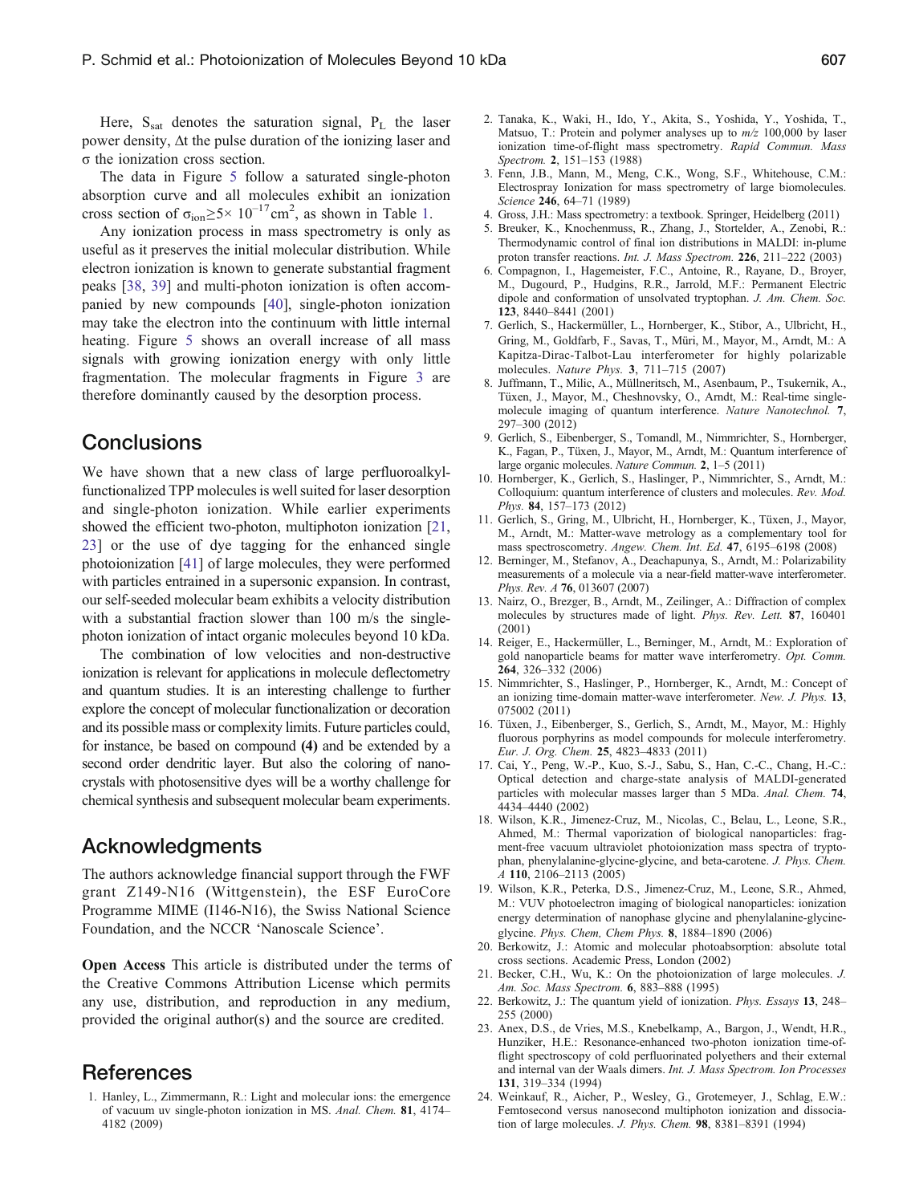Here, $S_{sat}$ denotes the saturation signal, $P_L$ the laser power density, $\Delta t$ the pulse duration of the ionizing laser and $\sigma$ the ionization cross section.

The data in Figure 5 follow a saturated single-photon absorption curve and all molecules exhibit an ionization cross section of $\sigma_{ion} \geq 5\times 10^{-17} cm^2$, as shown in Table 1.

Any ionization process in mass spectrometry is only as useful as it preserves the initial molecular distribution. While electron ionization is known to generate substantial fragment peaks [38, 39] and multi-photon ionization is often accompanied by new compounds [40], single-photon ionization may take the electron into the continuum with little internal heating. Figure 5 shows an overall increase of all mass signals with growing ionization energy with only little fragmentation. The molecular fragments in Figure 3 are therefore dominantly caused by the desorption process.

## Conclusions

We have shown that a new class of large perfluoroalkyl-functionalized TPP molecules is well suited for laser desorption and single-photon ionization. While earlier experiments showed the efficient two-photon, multiphoton ionization [21, 23] or the use of dye tagging for the enhanced single photoionization [41] of large molecules, they were performed with particles entrained in a supersonic expansion. In contrast, our self-seeded molecular beam exhibits a velocity distribution with a substantial fraction slower than 100 m/s the single-photon ionization of intact organic molecules beyond 10 kDa.

The combination of low velocities and non-destructive ionization is relevant for applications in molecule deflectometry and quantum studies. It is an interesting challenge to further explore the concept of molecular functionalization or decoration and its possible mass or complexity limits. Future particles could, for instance, be based on compound **(4)** and be extended by a second order dendritic layer. But also the coloring of nanocrystals with photosensitive dyes will be a worthy challenge for chemical synthesis and subsequent molecular beam experiments.

## Acknowledgments

The authors acknowledge financial support through the FWF grant Z149-N16 (Wittgenstein), the ESF EuroCore Programme MIME (I146-N16), the Swiss National Science Foundation, and the NCCR 'Nanoscale Science'.

**Open Access** This article is distributed under the terms of the Creative Commons Attribution License which permits any use, distribution, and reproduction in any medium, provided the original author(s) and the source are credited.

## References

1. Hanley, L., Zimmermann, R.: Light and molecular ions: the emergence of vacuum uv single-photon ionization in MS. *Anal. Chem.* **81**, 4174–4182 (2009)
2. Tanaka, K., Waki, H., Ido, Y., Akita, S., Yoshida, Y., Yoshida, T., Matsuo, T.: Protein and polymer analyses up to *m/z* 100,000 by laser ionization time-of-flight mass spectrometry. *Rapid Commun. Mass Spectrom.* **2**, 151–153 (1988)
3. Fenn, J.B., Mann, M., Meng, C.K., Wong, S.F., Whitehouse, C.M.: Electrospray Ionization for mass spectrometry of large biomolecules. *Science* **246**, 64–71 (1989)
4. Gross, J.H.: Mass spectrometry: a textbook. Springer, Heidelberg (2011)
5. Breuker, K., Knochenmuss, R., Zhang, J., Stortelder, A., Zenobi, R.: Thermodynamic control of final ion distributions in MALDI: in-plume proton transfer reactions. *Int. J. Mass Spectrom.* **226**, 211–222 (2003)
6. Compagnon, I., Hagemeister, F.C., Antoine, R., Rayane, D., Broyer, M., Dugourd, P., Hudgins, R.R., Jarrold, M.F.: Permanent Electric dipole and conformation of unsolvated tryptophan. *J. Am. Chem. Soc.* **123**, 8440–8441 (2001)
7. Gerlich, S., Hackermüller, L., Hornberger, K., Stibor, A., Ulbricht, H., Gring, M., Goldfarb, F., Savas, T., Müri, M., Mayor, M., Arndt, M.: A Kapitza-Dirac-Talbot-Lau interferometer for highly polarizable molecules. *Nature Phys.* **3**, 711–715 (2007)
8. Juffmann, T., Milic, A., Müllneritsch, M., Asenbaum, P., Tsukernik, A., Tüxen, J., Mayor, M., Cheshnovsky, O., Arndt, M.: Real-time single-molecule imaging of quantum interference. *Nature Nanotechnol.* **7**, 297–300 (2012)
9. Gerlich, S., Eibenberger, S., Tomandl, M., Nimmrichter, S., Hornberger, K., Fagan, P., Tüxen, J., Mayor, M., Arndt, M.: Quantum interference of large organic molecules. *Nature Commun.* **2**, 1–5 (2011)
10. Hornberger, K., Gerlich, S., Haslinger, P., Nimmrichter, S., Arndt, M.: Colloquium: quantum interference of clusters and molecules. *Rev. Mod. Phys.* **84**, 157–173 (2012)
11. Gerlich, S., Gring, M., Ulbricht, H., Hornberger, K., Tüxen, J., Mayor, M., Arndt, M.: Matter-wave metrology as a complementary tool for mass spectroscometry. *Angew. Chem. Int. Ed.* **47**, 6195–6198 (2008)
12. Berninger, M., Stefanov, A., Deachapunya, S., Arndt, M.: Polarizability measurements of a molecule via a near-field matter-wave interferometer. *Phys. Rev. A* **76**, 013607 (2007)
13. Nairz, O., Brezger, B., Arndt, M., Zeilinger, A.: Diffraction of complex molecules by structures made of light. *Phys. Rev. Lett.* **87**, 160401 (2001)
14. Reiger, E., Hackermüller, L., Berninger, M., Arndt, M.: Exploration of gold nanoparticle beams for matter wave interferometry. *Opt. Comm.* **264**, 326–332 (2006)
15. Nimmrichter, S., Haslinger, P., Hornberger, K., Arndt, M.: Concept of an ionizing time-domain matter-wave interferometer. *New. J. Phys.* **13**, 075002 (2011)
16. Tüxen, J., Eibenberger, S., Gerlich, S., Arndt, M., Mayor, M.: Highly fluorous porphyrins as model compounds for molecule interferometry. *Eur. J. Org. Chem.* **25**, 4823–4833 (2011)
17. Cai, Y., Peng, W.-P., Kuo, S.-J., Sabu, S., Han, C.-C., Chang, H.-C.: Optical detection and charge-state analysis of MALDI-generated particles with molecular masses larger than 5 MDa. *Anal. Chem.* **74**, 4434–4440 (2002)
18. Wilson, K.R., Jimenez-Cruz, M., Nicolas, C., Belau, L., Leone, S.R., Ahmed, M.: Thermal vaporization of biological nanoparticles: fragment-free vacuum ultraviolet photoionization mass spectra of tryptophan, phenylalanine-glycine-glycine, and beta-carotene. *J. Phys. Chem. A* **110**, 2106–2113 (2005)
19. Wilson, K.R., Peterka, D.S., Jimenez-Cruz, M., Leone, S.R., Ahmed, M.: VUV photoelectron imaging of biological nanoparticles: ionization energy determination of nanophase glycine and phenylalanine-glycine-glycine. *Phys. Chem, Chem Phys.* **8**, 1884–1890 (2006)
20. Berkowitz, J.: Atomic and molecular photoabsorption: absolute total cross sections. Academic Press, London (2002)
21. Becker, C.H., Wu, K.: On the photoionization of large molecules. *J. Am. Soc. Mass Spectrom.* **6**, 883–888 (1995)
22. Berkowitz, J.: The quantum yield of ionization. *Phys. Essays* **13**, 248–255 (2000)
23. Anex, D.S., de Vries, M.S., Knebelkamp, A., Bargon, J., Wendt, H.R., Hunziker, H.E.: Resonance-enhanced two-photon ionization time-of-flight spectroscopy of cold perfluorinated polyethers and their external and internal van der Waals dimers. *Int. J. Mass Spectrom. Ion Processes* **131**, 319–334 (1994)
24. Weinkauf, R., Aicher, P., Wesley, G., Grotemeyer, J., Schlag, E.W.: Femtosecond versus nanosecond multiphoton ionization and dissociation of large molecules. *J. Phys. Chem.* **98**, 8381–8391 (1994)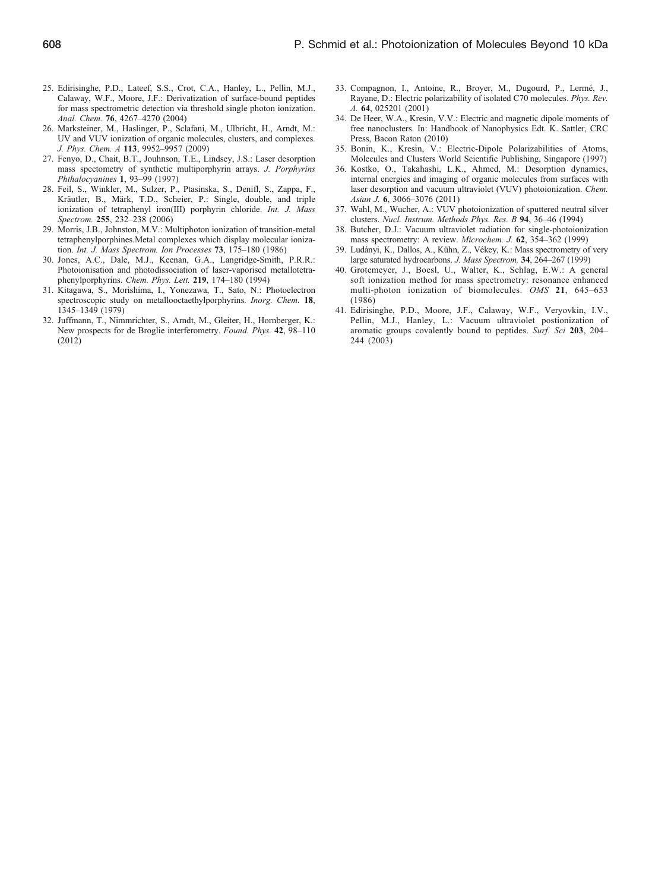25. Edirisinghe, P.D., Lateef, S.S., Crot, C.A., Hanley, L., Pellin, M.J., Calaway, W.F., Moore, J.F.: Derivatization of surface-bound peptides for mass spectrometric detection via threshold single photon ionization. *Anal. Chem.* **76**, 4267–4270 (2004)
26. Marksteiner, M., Haslinger, P., Sclafani, M., Ulbricht, H., Arndt, M.: UV and VUV ionization of organic molecules, clusters, and complexes. *J. Phys. Chem. A* **113**, 9952–9957 (2009)
27. Fenyo, D., Chait, B.T., Jouhnson, T.E., Lindsey, J.S.: Laser desorption mass spectometry of synthetic multiporphyrin arrays. *J. Porphyrins Phthalocyanines* **1**, 93–99 (1997)
28. Feil, S., Winkler, M., Sulzer, P., Ptasinska, S., Denifl, S., Zappa, F., Kräutler, B., Märk, T.D., Scheier, P.: Single, double, and triple ionization of tetraphenyl iron(III) porphyrin chloride. *Int. J. Mass Spectrom.* **255**, 232–238 (2006)
29. Morris, J.B., Johnston, M.V.: Multiphoton ionization of transition-metal tetraphenylporphines.Metal complexes which display molecular ionization. *Int. J. Mass Spectrom. Ion Processes* **73**, 175–180 (1986)
30. Jones, A.C., Dale, M.J., Keenan, G.A., Langridge-Smith, P.R.R.: Photoionisation and photodissociation of laser-vaporised metallotetraphenylporphyrins. *Chem. Phys. Lett.* **219**, 174–180 (1994)
31. Kitagawa, S., Morishima, I., Yonezawa, T., Sato, N.: Photoelectron spectroscopic study on metallooctaethylporphyrins. *Inorg. Chem.* **18**, 1345–1349 (1979)
32. Juffmann, T., Nimmrichter, S., Arndt, M., Gleiter, H., Hornberger, K.: New prospects for de Broglie interferometry. *Found. Phys.* **42**, 98–110 (2012)
33. Compagnon, I., Antoine, R., Broyer, M., Dugourd, P., Lermé, J., Rayane, D.: Electric polarizability of isolated C70 molecules. *Phys. Rev. A.* **64**, 025201 (2001)
34. De Heer, W.A., Kresin, V.V.: Electric and magnetic dipole moments of free nanoclusters. In: Handbook of Nanophysics Edt. K. Sattler, CRC Press, Bacon Raton (2010)
35. Bonin, K., Kresin, V.: Electric-Dipole Polarizabilities of Atoms, Molecules and Clusters World Scientific Publishing, Singapore (1997)
36. Kostko, O., Takahashi, L.K., Ahmed, M.: Desorption dynamics, internal energies and imaging of organic molecules from surfaces with laser desorption and vacuum ultraviolet (VUV) photoionization. *Chem. Asian J.* **6**, 3066–3076 (2011)
37. Wahl, M., Wucher, A.: VUV photoionization of sputtered neutral silver clusters. *Nucl. Instrum. Methods Phys. Res. B* **94**, 36–46 (1994)
38. Butcher, D.J.: Vacuum ultraviolet radiation for single-photoionization mass spectrometry: A review. *Microchem. J.* **62**, 354–362 (1999)
39. Ludányi, K., Dallos, A., Kühn, Z., Vékey, K.: Mass spectrometry of very large saturated hydrocarbons. *J. Mass Spectrom.* **34**, 264–267 (1999)
40. Grotemeyer, J., Boesl, U., Walter, K., Schlag, E.W.: A general soft ionization method for mass spectrometry: resonance enhanced multi-photon ionization of biomolecules. *OMS* **21**, 645–653 (1986)
41. Edirisinghe, P.D., Moore, J.F., Calaway, W.F., Veryovkin, I.V., Pellin, M.J., Hanley, L.: Vacuum ultraviolet postionization of aromatic groups covalently bound to peptides. *Surf. Sci* **203**, 204–244 (2003)